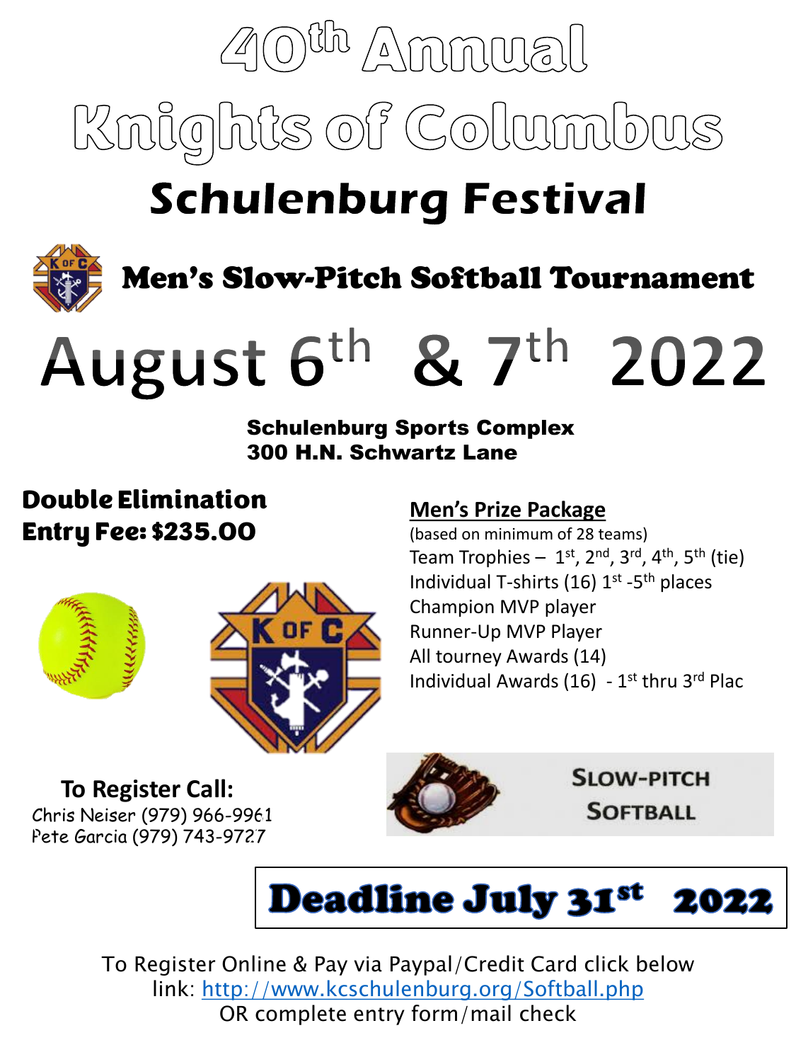# 40th Annual

# Knights of Columbus

# Schulenburg Festival

## Men's Slow-Pitch Softball Tournament

# August 6th & 7th 2022

**Schulenburg Sports Complex**
**300 H.N. Schwartz Lane**

**Double Elimination**
**Entry Fee: $235.00**

**Men's Prize Package**

(based on minimum of 28 teams)

Team Trophies – 1st, 2nd, 3rd, 4th, 5th (tie)
Individual T-shirts (16) 1st -5th places
Champion MVP player
Runner-Up MVP Player
All tourney Awards (14)
Individual Awards (16) - 1st thru 3rd Plac

**To Register Call:**
Chris Neiser (979) 966-9961
Pete Garcia (979) 743-9727

SLOW-PITCH SOFTBALL

**Deadline July 31st 2022**

To Register Online & Pay via Paypal/Credit Card click below link: http://www.kcschulenburg.org/Softball.php
OR complete entry form/mail check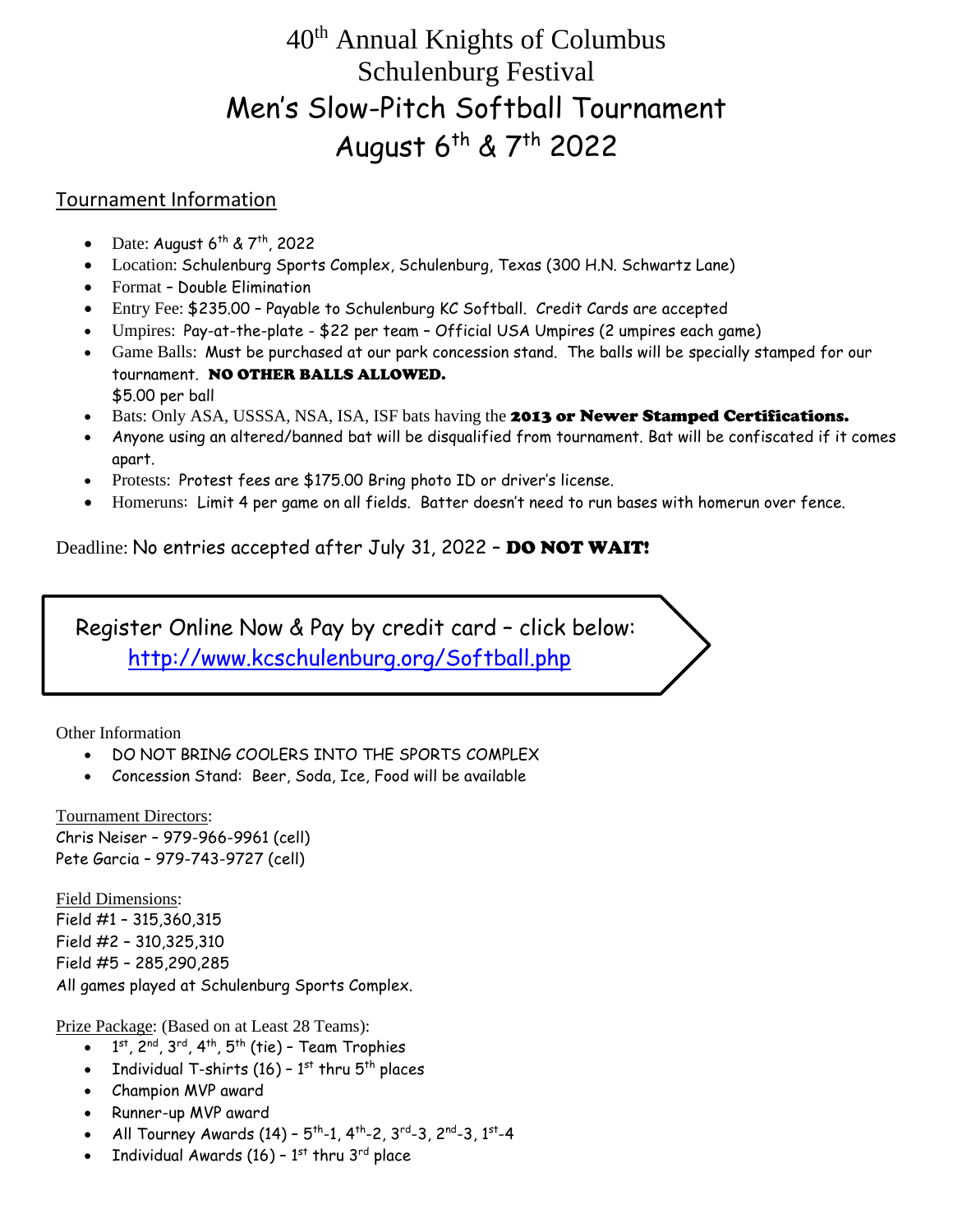# 40th Annual Knights of Columbus Schulenburg Festival

# Men's Slow-Pitch Softball Tournament

# August 6th & 7th 2022

## Tournament Information

- Date: August 6th & 7th, 2022
- Location: Schulenburg Sports Complex, Schulenburg, Texas (300 H.N. Schwartz Lane)
- Format – Double Elimination
- Entry Fee: $235.00 – Payable to Schulenburg KC Softball. Credit Cards are accepted
- Umpires: Pay-at-the-plate - $22 per team – Official USA Umpires (2 umpires each game)
- Game Balls: Must be purchased at our park concession stand. The balls will be specially stamped for our tournament. **NO OTHER BALLS ALLOWED.** $5.00 per ball
- Bats: Only ASA, USSSA, NSA, ISA, ISF bats having the **2013 or Newer Stamped Certifications.**
- Anyone using an altered/banned bat will be disqualified from tournament. Bat will be confiscated if it comes apart.
- Protests: Protest fees are $175.00 Bring photo ID or driver's license.
- Homeruns: Limit 4 per game on all fields. Batter doesn't need to run bases with homerun over fence.

Deadline: No entries accepted after July 31, 2022 – **DO NOT WAIT!**

Register Online Now & Pay by credit card – click below:
http://www.kcschulenburg.org/Softball.php

Other Information

- DO NOT BRING COOLERS INTO THE SPORTS COMPLEX
- Concession Stand: Beer, Soda, Ice, Food will be available

Tournament Directors:
Chris Neiser – 979-966-9961 (cell)
Pete Garcia – 979-743-9727 (cell)

Field Dimensions:
Field #1 – 315,360,315
Field #2 – 310,325,310
Field #5 – 285,290,285
All games played at Schulenburg Sports Complex.

Prize Package: (Based on at Least 28 Teams):

- 1st, 2nd, 3rd, 4th, 5th (tie) – Team Trophies
- Individual T-shirts (16) – 1st thru 5th places
- Champion MVP award
- Runner-up MVP award
- All Tourney Awards (14) – 5th-1, 4th-2, 3rd-3, 2nd-3, 1st-4
- Individual Awards (16) – 1st thru 3rd place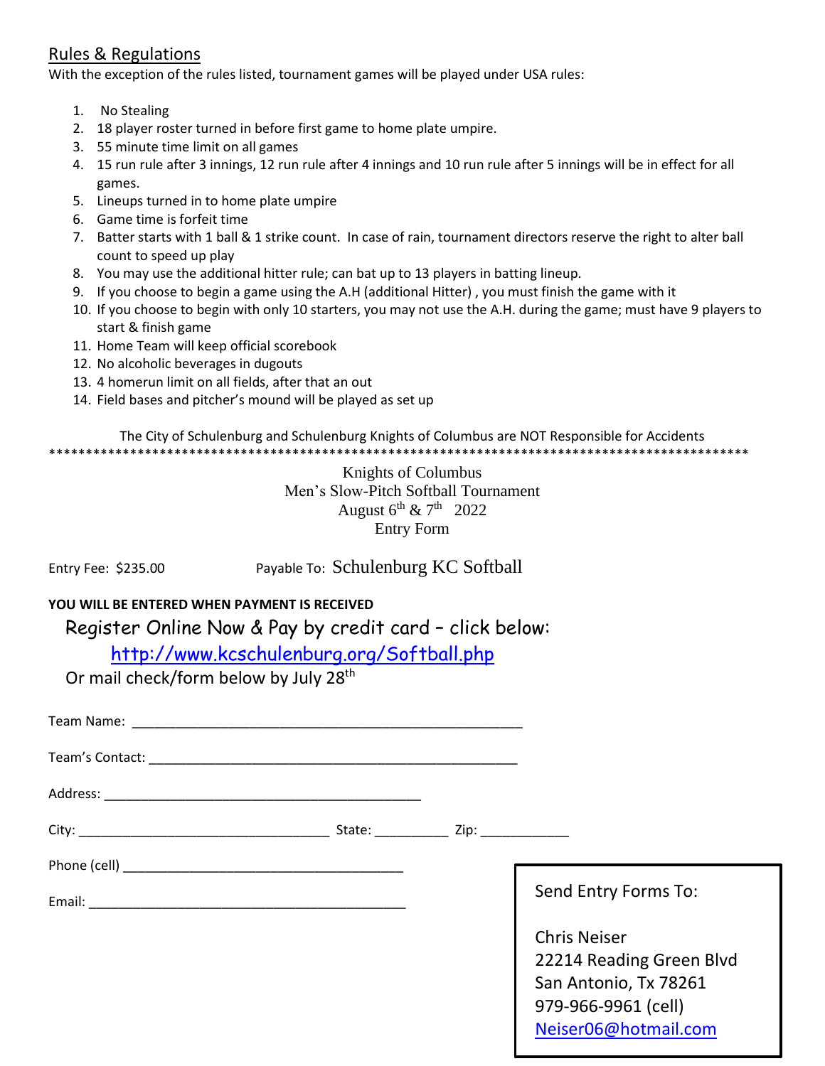## Rules & Regulations

With the exception of the rules listed, tournament games will be played under USA rules:

1. No Stealing
2. 18 player roster turned in before first game to home plate umpire.
3. 55 minute time limit on all games
4. 15 run rule after 3 innings, 12 run rule after 4 innings and 10 run rule after 5 innings will be in effect for all games.
5. Lineups turned in to home plate umpire
6. Game time is forfeit time
7. Batter starts with 1 ball & 1 strike count. In case of rain, tournament directors reserve the right to alter ball count to speed up play
8. You may use the additional hitter rule; can bat up to 13 players in batting lineup.
9. If you choose to begin a game using the A.H (additional Hitter) , you must finish the game with it
10. If you choose to begin with only 10 starters, you may not use the A.H. during the game; must have 9 players to start & finish game
11. Home Team will keep official scorebook
12. No alcoholic beverages in dugouts
13. 4 homerun limit on all fields, after that an out
14. Field bases and pitcher's mound will be played as set up

The City of Schulenburg and Schulenburg Knights of Columbus are NOT Responsible for Accidents

****************************************************************************************************

Knights of Columbus
Men's Slow-Pitch Softball Tournament
August 6th & 7th 2022
Entry Form

Entry Fee: $235.00 Payable To: Schulenburg KC Softball

**YOU WILL BE ENTERED WHEN PAYMENT IS RECEIVED**

Register Online Now & Pay by credit card – click below:

http://www.kcschulenburg.org/Softball.php

Or mail check/form below by July 28th

Team Name: ____________________________________________________

Team's Contact: ________________________________________________

Address: ___________________________________________

City: __________________________________ State: __________ Zip: ____________

Phone (cell) ______________________________________

Email: ___________________________________________

Send Entry Forms To:

Chris Neiser
22214 Reading Green Blvd
San Antonio, Tx 78261
979-966-9961 (cell)
Neiser06@hotmail.com